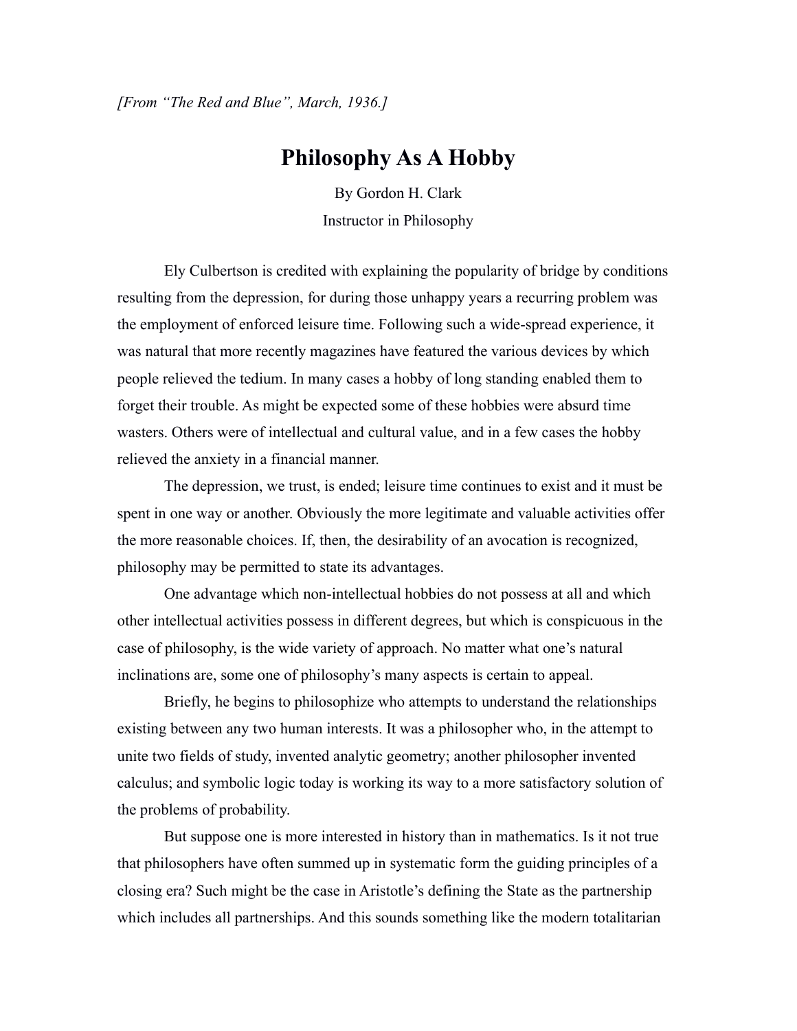*[From "The Red and Blue", March, 1936.]*

# Philosophy As A Hobby

By Gordon H. Clark

Instructor in Philosophy

Ely Culbertson is credited with explaining the popularity of bridge by conditions resulting from the depression, for during those unhappy years a recurring problem was the employment of enforced leisure time. Following such a wide-spread experience, it was natural that more recently magazines have featured the various devices by which people relieved the tedium. In many cases a hobby of long standing enabled them to forget their trouble. As might be expected some of these hobbies were absurd time wasters. Others were of intellectual and cultural value, and in a few cases the hobby relieved the anxiety in a financial manner.

The depression, we trust, is ended; leisure time continues to exist and it must be spent in one way or another. Obviously the more legitimate and valuable activities offer the more reasonable choices. If, then, the desirability of an avocation is recognized, philosophy may be permitted to state its advantages.

One advantage which non-intellectual hobbies do not possess at all and which other intellectual activities possess in different degrees, but which is conspicuous in the case of philosophy, is the wide variety of approach. No matter what one's natural inclinations are, some one of philosophy's many aspects is certain to appeal.

Briefly, he begins to philosophize who attempts to understand the relationships existing between any two human interests. It was a philosopher who, in the attempt to unite two fields of study, invented analytic geometry; another philosopher invented calculus; and symbolic logic today is working its way to a more satisfactory solution of the problems of probability.

But suppose one is more interested in history than in mathematics. Is it not true that philosophers have often summed up in systematic form the guiding principles of a closing era? Such might be the case in Aristotle's defining the State as the partnership which includes all partnerships. And this sounds something like the modern totalitarian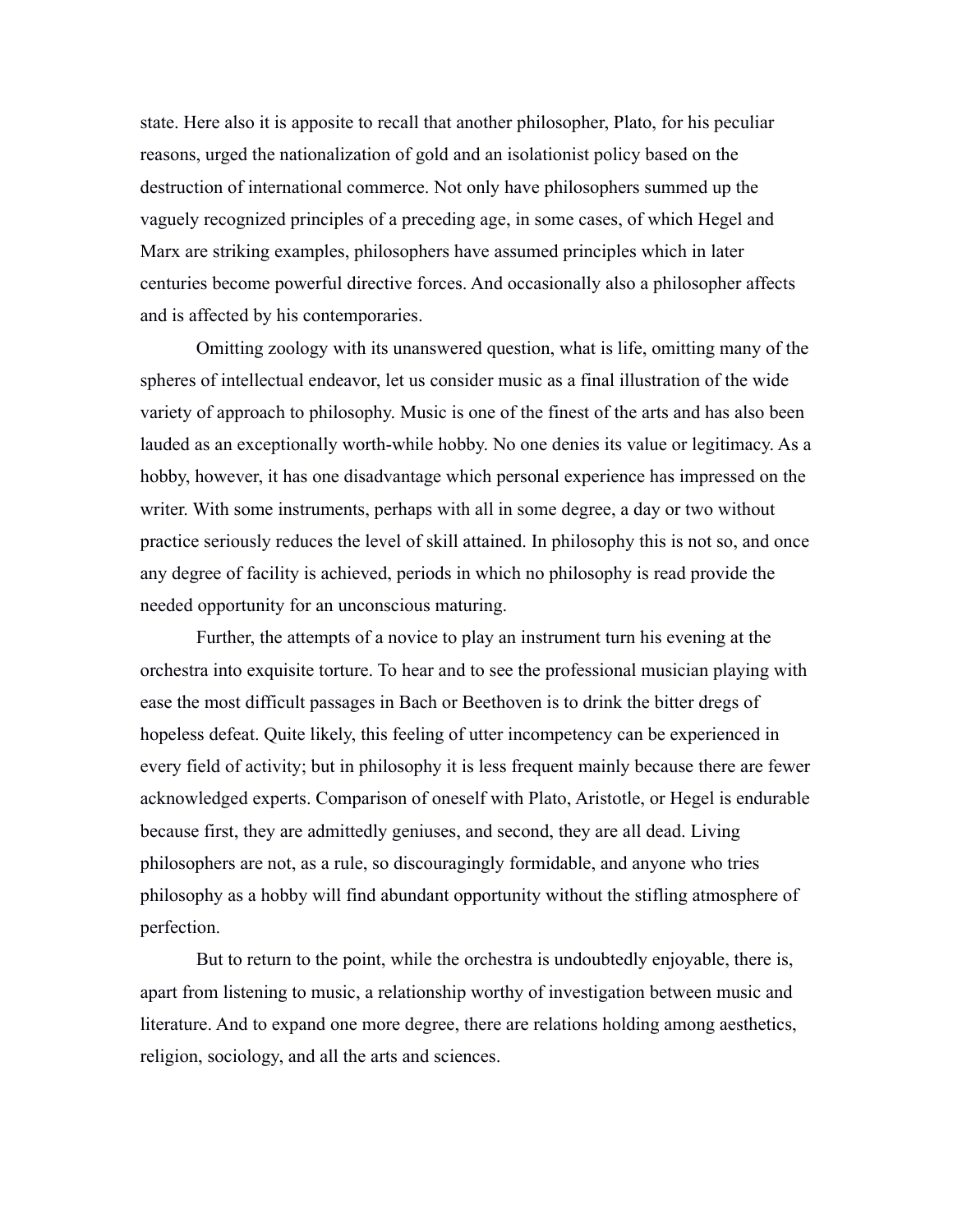state. Here also it is apposite to recall that another philosopher, Plato, for his peculiar reasons, urged the nationalization of gold and an isolationist policy based on the destruction of international commerce. Not only have philosophers summed up the vaguely recognized principles of a preceding age, in some cases, of which Hegel and Marx are striking examples, philosophers have assumed principles which in later centuries become powerful directive forces. And occasionally also a philosopher affects and is affected by his contemporaries.

Omitting zoology with its unanswered question, what is life, omitting many of the spheres of intellectual endeavor, let us consider music as a final illustration of the wide variety of approach to philosophy. Music is one of the finest of the arts and has also been lauded as an exceptionally worth-while hobby. No one denies its value or legitimacy. As a hobby, however, it has one disadvantage which personal experience has impressed on the writer. With some instruments, perhaps with all in some degree, a day or two without practice seriously reduces the level of skill attained. In philosophy this is not so, and once any degree of facility is achieved, periods in which no philosophy is read provide the needed opportunity for an unconscious maturing.

Further, the attempts of a novice to play an instrument turn his evening at the orchestra into exquisite torture. To hear and to see the professional musician playing with ease the most difficult passages in Bach or Beethoven is to drink the bitter dregs of hopeless defeat. Quite likely, this feeling of utter incompetency can be experienced in every field of activity; but in philosophy it is less frequent mainly because there are fewer acknowledged experts. Comparison of oneself with Plato, Aristotle, or Hegel is endurable because first, they are admittedly geniuses, and second, they are all dead. Living philosophers are not, as a rule, so discouragingly formidable, and anyone who tries philosophy as a hobby will find abundant opportunity without the stifling atmosphere of perfection.

But to return to the point, while the orchestra is undoubtedly enjoyable, there is, apart from listening to music, a relationship worthy of investigation between music and literature. And to expand one more degree, there are relations holding among aesthetics, religion, sociology, and all the arts and sciences.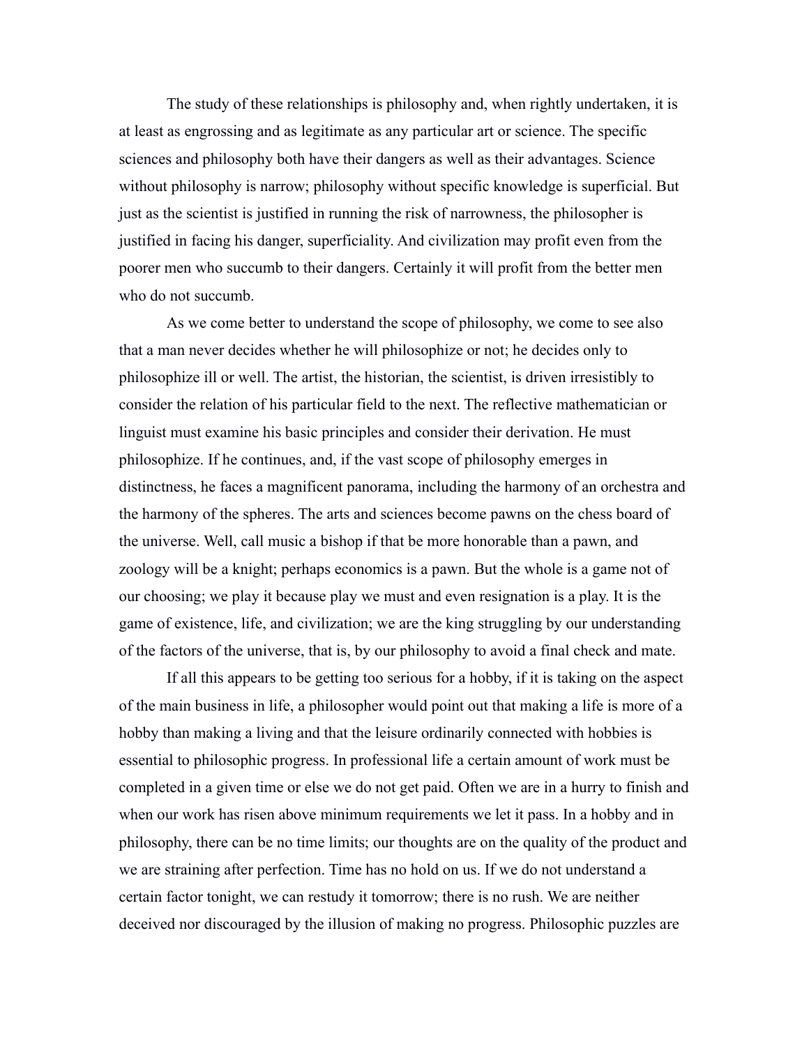The study of these relationships is philosophy and, when rightly undertaken, it is at least as engrossing and as legitimate as any particular art or science. The specific sciences and philosophy both have their dangers as well as their advantages. Science without philosophy is narrow; philosophy without specific knowledge is superficial. But just as the scientist is justified in running the risk of narrowness, the philosopher is justified in facing his danger, superficiality. And civilization may profit even from the poorer men who succumb to their dangers. Certainly it will profit from the better men who do not succumb.

As we come better to understand the scope of philosophy, we come to see also that a man never decides whether he will philosophize or not; he decides only to philosophize ill or well. The artist, the historian, the scientist, is driven irresistibly to consider the relation of his particular field to the next. The reflective mathematician or linguist must examine his basic principles and consider their derivation. He must philosophize. If he continues, and, if the vast scope of philosophy emerges in distinctness, he faces a magnificent panorama, including the harmony of an orchestra and the harmony of the spheres. The arts and sciences become pawns on the chess board of the universe. Well, call music a bishop if that be more honorable than a pawn, and zoology will be a knight; perhaps economics is a pawn. But the whole is a game not of our choosing; we play it because play we must and even resignation is a play. It is the game of existence, life, and civilization; we are the king struggling by our understanding of the factors of the universe, that is, by our philosophy to avoid a final check and mate.

If all this appears to be getting too serious for a hobby, if it is taking on the aspect of the main business in life, a philosopher would point out that making a life is more of a hobby than making a living and that the leisure ordinarily connected with hobbies is essential to philosophic progress. In professional life a certain amount of work must be completed in a given time or else we do not get paid. Often we are in a hurry to finish and when our work has risen above minimum requirements we let it pass. In a hobby and in philosophy, there can be no time limits; our thoughts are on the quality of the product and we are straining after perfection. Time has no hold on us. If we do not understand a certain factor tonight, we can restudy it tomorrow; there is no rush. We are neither deceived nor discouraged by the illusion of making no progress. Philosophic puzzles are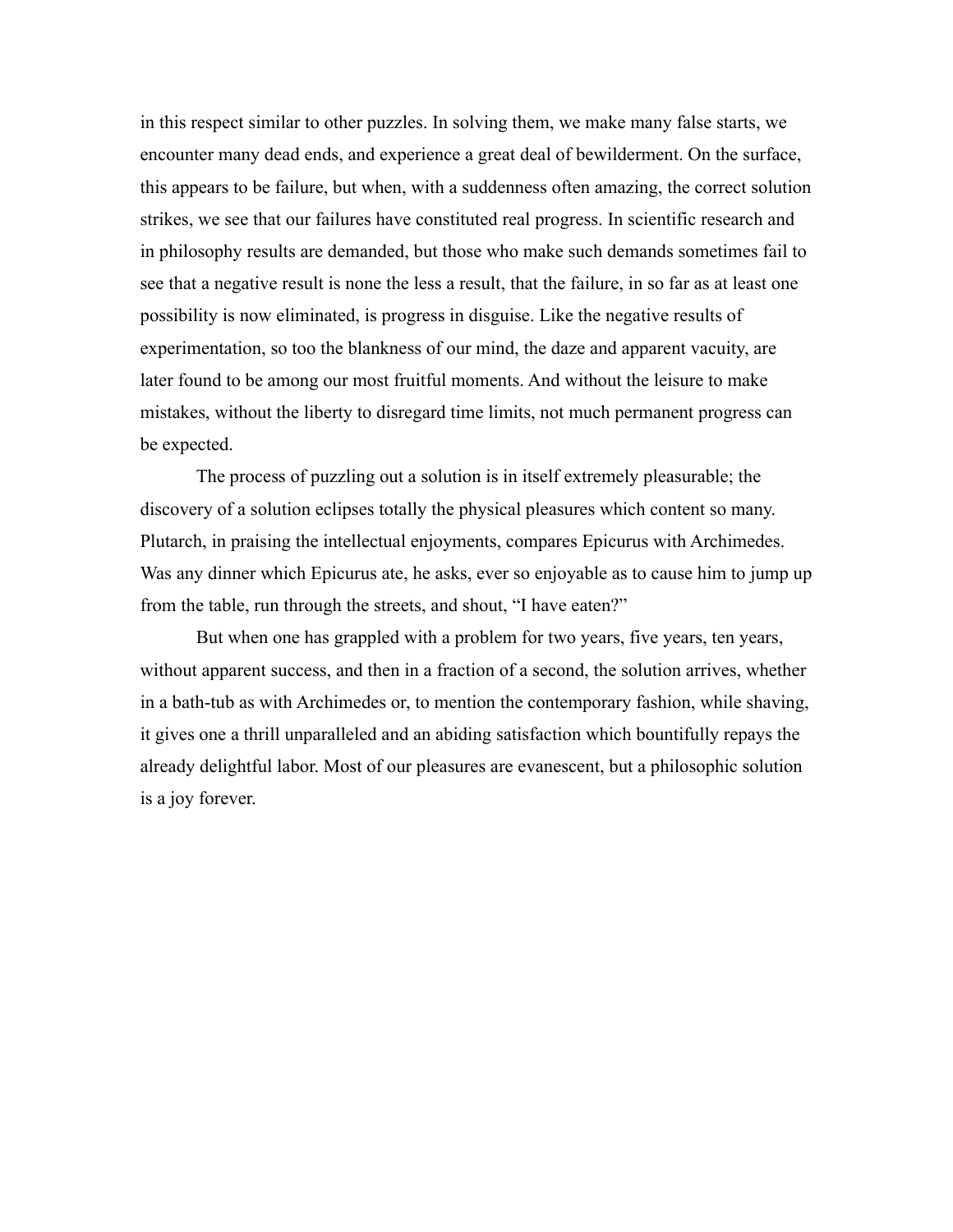in this respect similar to other puzzles. In solving them, we make many false starts, we encounter many dead ends, and experience a great deal of bewilderment. On the surface, this appears to be failure, but when, with a suddenness often amazing, the correct solution strikes, we see that our failures have constituted real progress. In scientific research and in philosophy results are demanded, but those who make such demands sometimes fail to see that a negative result is none the less a result, that the failure, in so far as at least one possibility is now eliminated, is progress in disguise. Like the negative results of experimentation, so too the blankness of our mind, the daze and apparent vacuity, are later found to be among our most fruitful moments. And without the leisure to make mistakes, without the liberty to disregard time limits, not much permanent progress can be expected.

The process of puzzling out a solution is in itself extremely pleasurable; the discovery of a solution eclipses totally the physical pleasures which content so many. Plutarch, in praising the intellectual enjoyments, compares Epicurus with Archimedes. Was any dinner which Epicurus ate, he asks, ever so enjoyable as to cause him to jump up from the table, run through the streets, and shout, "I have eaten?"

But when one has grappled with a problem for two years, five years, ten years, without apparent success, and then in a fraction of a second, the solution arrives, whether in a bath-tub as with Archimedes or, to mention the contemporary fashion, while shaving, it gives one a thrill unparalleled and an abiding satisfaction which bountifully repays the already delightful labor. Most of our pleasures are evanescent, but a philosophic solution is a joy forever.